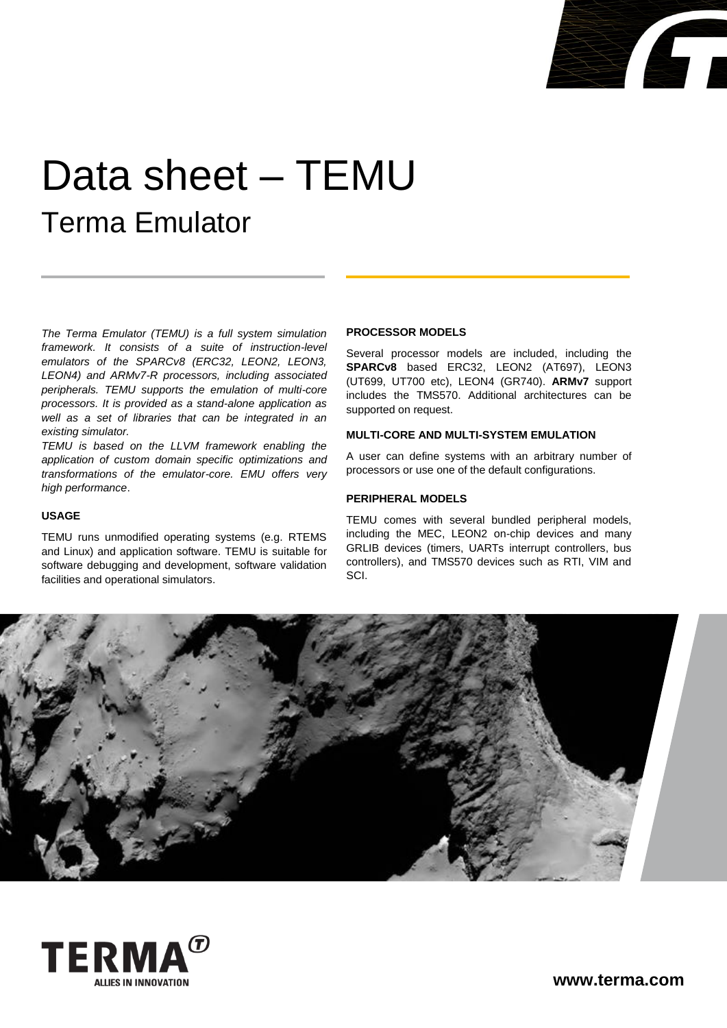# Data sheet – TEMU

## Terma Emulator

*The Terma Emulator (TEMU) is a full system simulation framework. It consists of a suite of instruction-level emulators of the SPARCv8 (ERC32, LEON2, LEON3, LEON4) and ARMv7-R processors, including associated peripherals. TEMU supports the emulation of multi-core processors. It is provided as a stand-alone application as well as a set of libraries that can be integrated in an existing simulator.*

*TEMU is based on the LLVM framework enabling the application of custom domain specific optimizations and transformations of the emulator-core. EMU offers very high performance*.

### USAGE

TEMU runs unmodified operating systems (e.g. RTEMS and Linux) and application software. TEMU is suitable for software debugging and development, software validation facilities and operational simulators.

### PROCESSOR MODELS

Several processor models are included, including the **SPARCv8** based ERC32, LEON2 (AT697), LEON3 (UT699, UT700 etc), LEON4 (GR740). **ARMv7** support includes the TMS570. Additional architectures can be supported on request.

### MULTI-CORE AND MULTI-SYSTEM EMULATION

A user can define systems with an arbitrary number of processors or use one of the default configurations.

### PERIPHERAL MODELS

TEMU comes with several bundled peripheral models, including the MEC, LEON2 on-chip devices and many GRLIB devices (timers, UARTs interrupt controllers, bus controllers), and TMS570 devices such as RTI, VIM and SCI.

TERMA ALLIES IN INNOVATION

**www.terma.com**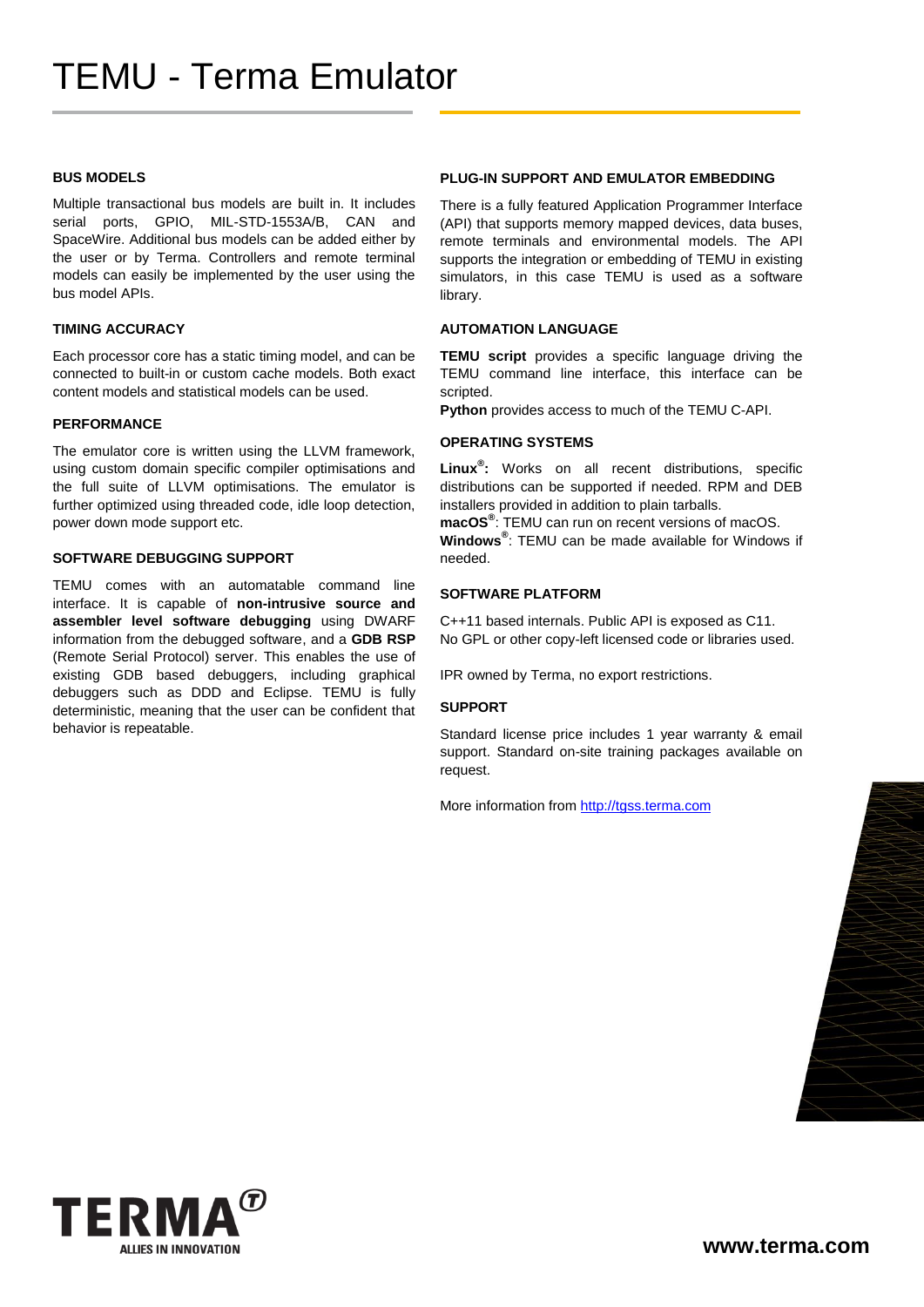# TEMU - Terma Emulator

## BUS MODELS

Multiple transactional bus models are built in. It includes serial ports, GPIO, MIL-STD-1553A/B, CAN and SpaceWire. Additional bus models can be added either by the user or by Terma. Controllers and remote terminal models can easily be implemented by the user using the bus model APIs.

## TIMING ACCURACY

Each processor core has a static timing model, and can be connected to built-in or custom cache models. Both exact content models and statistical models can be used.

## PERFORMANCE

The emulator core is written using the LLVM framework, using custom domain specific compiler optimisations and the full suite of LLVM optimisations. The emulator is further optimized using threaded code, idle loop detection, power down mode support etc.

## SOFTWARE DEBUGGING SUPPORT

TEMU comes with an automatable command line interface. It is capable of **non-intrusive source and assembler level software debugging** using DWARF information from the debugged software, and a **GDB RSP** (Remote Serial Protocol) server. This enables the use of existing GDB based debuggers, including graphical debuggers such as DDD and Eclipse. TEMU is fully deterministic, meaning that the user can be confident that behavior is repeatable.

## PLUG-IN SUPPORT AND EMULATOR EMBEDDING

There is a fully featured Application Programmer Interface (API) that supports memory mapped devices, data buses, remote terminals and environmental models. The API supports the integration or embedding of TEMU in existing simulators, in this case TEMU is used as a software library.

## AUTOMATION LANGUAGE

**TEMU script** provides a specific language driving the TEMU command line interface, this interface can be scripted.
**Python** provides access to much of the TEMU C-API.

## OPERATING SYSTEMS

**Linux®:** Works on all recent distributions, specific distributions can be supported if needed. RPM and DEB installers provided in addition to plain tarballs.
**macOS®**: TEMU can run on recent versions of macOS.
**Windows®**: TEMU can be made available for Windows if needed.

## SOFTWARE PLATFORM

C++11 based internals. Public API is exposed as C11.
No GPL or other copy-left licensed code or libraries used.

IPR owned by Terma, no export restrictions.

## SUPPORT

Standard license price includes 1 year warranty & email support. Standard on-site training packages available on request.

More information from http://tgss.terma.com

TERMA® ALLIES IN INNOVATION

www.terma.com